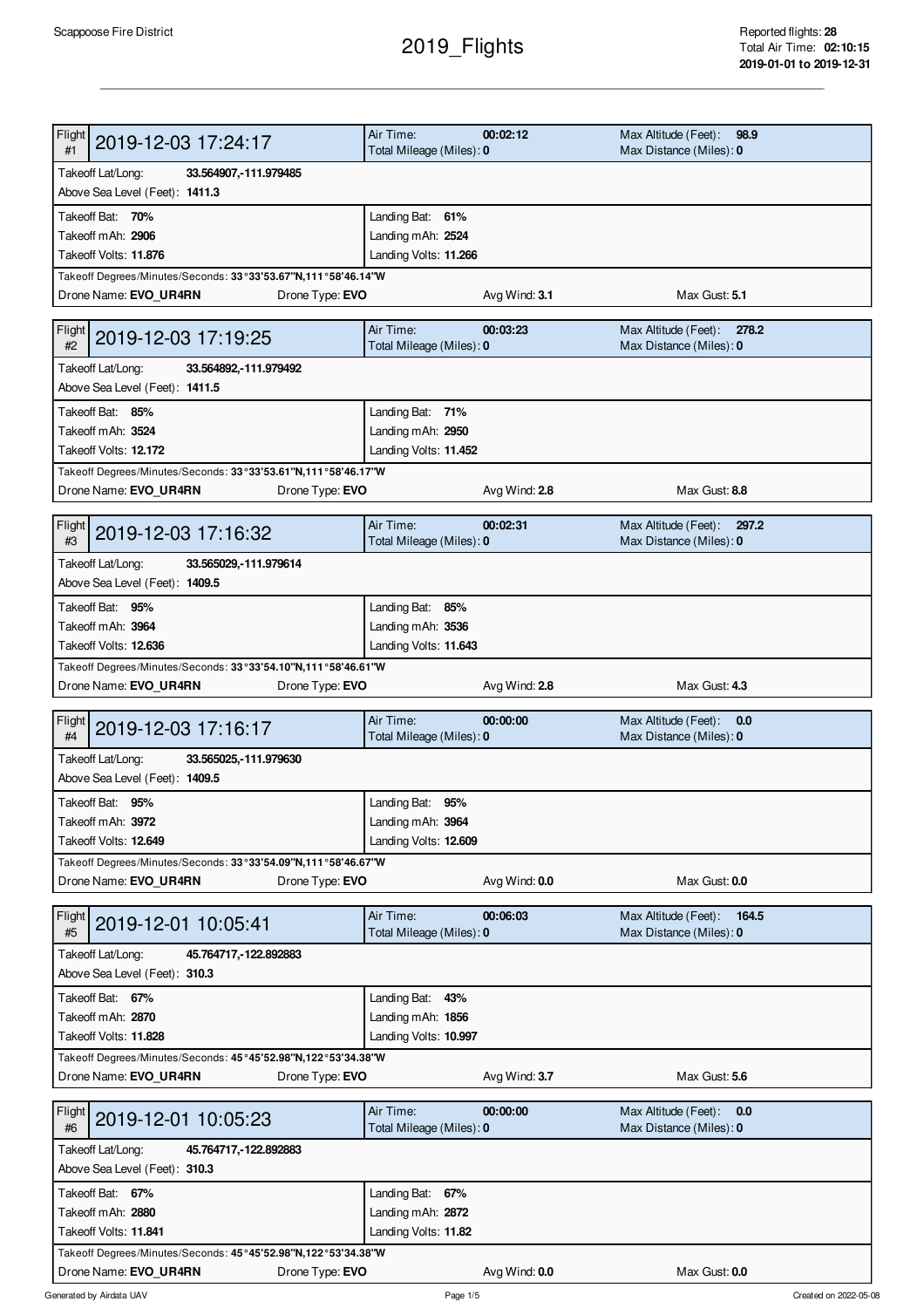Scappoose Fire District

# 2019_Flights

Reported flights: **28**
Total Air Time: **02:10:15**
**2019-01-01 to 2019-12-31**

---

| Flight #1 | 2019-12-03 17:24:17 | | |
|---|---|---|---|
| Air Time: **00:02:12** | Total Mileage (Miles): **0** | Max Altitude (Feet): **98.9** | Max Distance (Miles): **0** |
| Takeoff Lat/Long: **33.564907,-111.979485** | Above Sea Level (Feet): **1411.3** | | |
| Takeoff Bat: **70%** | Takeoff mAh: **2906** | Takeoff Volts: **11.876** | |
| Landing Bat: **61%** | Landing mAh: **2524** | Landing Volts: **11.266** | |
| Takeoff Degrees/Minutes/Seconds: **33°33'53.67"N,111°58'46.14"W** | | | |
| Drone Name: **EVO_UR4RN** | Drone Type: **EVO** | Avg Wind: **3.1** | Max Gust: **5.1** |

| Flight #2 | 2019-12-03 17:19:25 | | |
|---|---|---|---|
| Air Time: **00:03:23** | Total Mileage (Miles): **0** | Max Altitude (Feet): **278.2** | Max Distance (Miles): **0** |
| Takeoff Lat/Long: **33.564892,-111.979492** | Above Sea Level (Feet): **1411.5** | | |
| Takeoff Bat: **85%** | Takeoff mAh: **3524** | Takeoff Volts: **12.172** | |
| Landing Bat: **71%** | Landing mAh: **2950** | Landing Volts: **11.452** | |
| Takeoff Degrees/Minutes/Seconds: **33°33'53.61"N,111°58'46.17"W** | | | |
| Drone Name: **EVO_UR4RN** | Drone Type: **EVO** | Avg Wind: **2.8** | Max Gust: **8.8** |

| Flight #3 | 2019-12-03 17:16:32 | | |
|---|---|---|---|
| Air Time: **00:02:31** | Total Mileage (Miles): **0** | Max Altitude (Feet): **297.2** | Max Distance (Miles): **0** |
| Takeoff Lat/Long: **33.565029,-111.979614** | Above Sea Level (Feet): **1409.5** | | |
| Takeoff Bat: **95%** | Takeoff mAh: **3964** | Takeoff Volts: **12.636** | |
| Landing Bat: **85%** | Landing mAh: **3536** | Landing Volts: **11.643** | |
| Takeoff Degrees/Minutes/Seconds: **33°33'54.10"N,111°58'46.61"W** | | | |
| Drone Name: **EVO_UR4RN** | Drone Type: **EVO** | Avg Wind: **2.8** | Max Gust: **4.3** |

| Flight #4 | 2019-12-03 17:16:17 | | |
|---|---|---|---|
| Air Time: **00:00:00** | Total Mileage (Miles): **0** | Max Altitude (Feet): **0.0** | Max Distance (Miles): **0** |
| Takeoff Lat/Long: **33.565025,-111.979630** | Above Sea Level (Feet): **1409.5** | | |
| Takeoff Bat: **95%** | Takeoff mAh: **3972** | Takeoff Volts: **12.649** | |
| Landing Bat: **95%** | Landing mAh: **3964** | Landing Volts: **12.609** | |
| Takeoff Degrees/Minutes/Seconds: **33°33'54.09"N,111°58'46.67"W** | | | |
| Drone Name: **EVO_UR4RN** | Drone Type: **EVO** | Avg Wind: **0.0** | Max Gust: **0.0** |

| Flight #5 | 2019-12-01 10:05:41 | | |
|---|---|---|---|
| Air Time: **00:06:03** | Total Mileage (Miles): **0** | Max Altitude (Feet): **164.5** | Max Distance (Miles): **0** |
| Takeoff Lat/Long: **45.764717,-122.892883** | Above Sea Level (Feet): **310.3** | | |
| Takeoff Bat: **67%** | Takeoff mAh: **2870** | Takeoff Volts: **11.828** | |
| Landing Bat: **43%** | Landing mAh: **1856** | Landing Volts: **10.997** | |
| Takeoff Degrees/Minutes/Seconds: **45°45'52.98"N,122°53'34.38"W** | | | |
| Drone Name: **EVO_UR4RN** | Drone Type: **EVO** | Avg Wind: **3.7** | Max Gust: **5.6** |

| Flight #6 | 2019-12-01 10:05:23 | | |
|---|---|---|---|
| Air Time: **00:00:00** | Total Mileage (Miles): **0** | Max Altitude (Feet): **0.0** | Max Distance (Miles): **0** |
| Takeoff Lat/Long: **45.764717,-122.892883** | Above Sea Level (Feet): **310.3** | | |
| Takeoff Bat: **67%** | Takeoff mAh: **2880** | Takeoff Volts: **11.841** | |
| Landing Bat: **67%** | Landing mAh: **2872** | Landing Volts: **11.82** | |
| Takeoff Degrees/Minutes/Seconds: **45°45'52.98"N,122°53'34.38"W** | | | |
| Drone Name: **EVO_UR4RN** | Drone Type: **EVO** | Avg Wind: **0.0** | Max Gust: **0.0** |

Generated by Airdata UAV

Created on 2022-05-08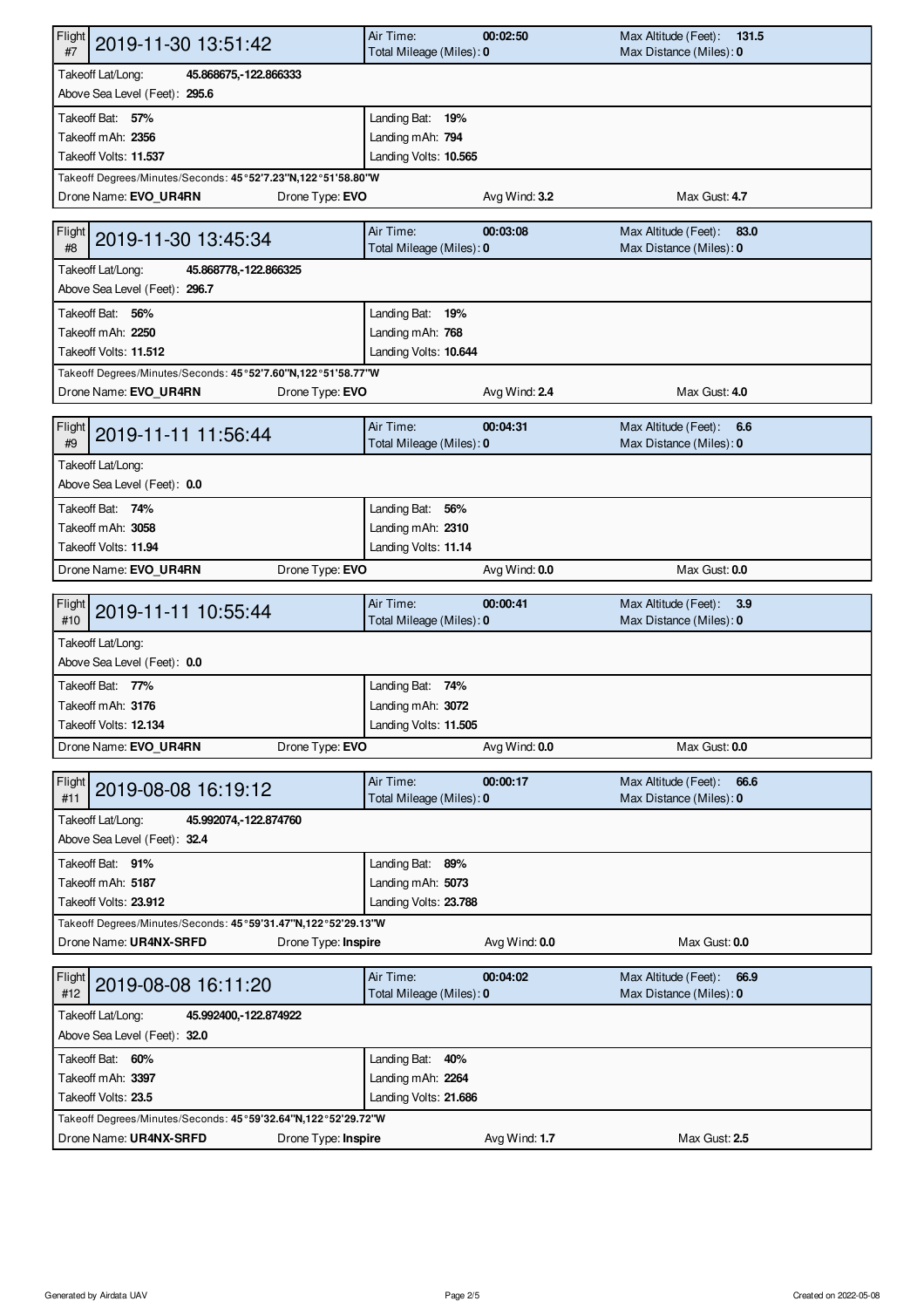| Flight #7 | 2019-11-30 13:51:42 | Air Time: **00:02:50** | Max Altitude (Feet): **131.5** |
|---|---|---|---|
| | | Total Mileage (Miles): **0** | Max Distance (Miles): **0** |
| Takeoff Lat/Long: **45.868675,-122.866333** | | | |
| Above Sea Level (Feet): **295.6** | | | |
| Takeoff Bat: **57%** | | Landing Bat: **19%** | |
| Takeoff mAh: **2356** | | Landing mAh: **794** | |
| Takeoff Volts: **11.537** | | Landing Volts: **10.565** | |
| Takeoff Degrees/Minutes/Seconds: **45°52'7.23"N,122°51'58.80"W** | | | |
| Drone Name: **EVO_UR4RN** | Drone Type: **EVO** | Avg Wind: **3.2** | Max Gust: **4.7** |

| Flight #8 | 2019-11-30 13:45:34 | Air Time: **00:03:08** | Max Altitude (Feet): **83.0** |
|---|---|---|---|
| | | Total Mileage (Miles): **0** | Max Distance (Miles): **0** |
| Takeoff Lat/Long: **45.868778,-122.866325** | | | |
| Above Sea Level (Feet): **296.7** | | | |
| Takeoff Bat: **56%** | | Landing Bat: **19%** | |
| Takeoff mAh: **2250** | | Landing mAh: **768** | |
| Takeoff Volts: **11.512** | | Landing Volts: **10.644** | |
| Takeoff Degrees/Minutes/Seconds: **45°52'7.60"N,122°51'58.77"W** | | | |
| Drone Name: **EVO_UR4RN** | Drone Type: **EVO** | Avg Wind: **2.4** | Max Gust: **4.0** |

| Flight #9 | 2019-11-11 11:56:44 | Air Time: **00:04:31** | Max Altitude (Feet): **6.6** |
|---|---|---|---|
| | | Total Mileage (Miles): **0** | Max Distance (Miles): **0** |
| Takeoff Lat/Long: | | | |
| Above Sea Level (Feet): **0.0** | | | |
| Takeoff Bat: **74%** | | Landing Bat: **56%** | |
| Takeoff mAh: **3058** | | Landing mAh: **2310** | |
| Takeoff Volts: **11.94** | | Landing Volts: **11.14** | |
| Drone Name: **EVO_UR4RN** | Drone Type: **EVO** | Avg Wind: **0.0** | Max Gust: **0.0** |

| Flight #10 | 2019-11-11 10:55:44 | Air Time: **00:00:41** | Max Altitude (Feet): **3.9** |
|---|---|---|---|
| | | Total Mileage (Miles): **0** | Max Distance (Miles): **0** |
| Takeoff Lat/Long: | | | |
| Above Sea Level (Feet): **0.0** | | | |
| Takeoff Bat: **77%** | | Landing Bat: **74%** | |
| Takeoff mAh: **3176** | | Landing mAh: **3072** | |
| Takeoff Volts: **12.134** | | Landing Volts: **11.505** | |
| Drone Name: **EVO_UR4RN** | Drone Type: **EVO** | Avg Wind: **0.0** | Max Gust: **0.0** |

| Flight #11 | 2019-08-08 16:19:12 | Air Time: **00:00:17** | Max Altitude (Feet): **66.6** |
|---|---|---|---|
| | | Total Mileage (Miles): **0** | Max Distance (Miles): **0** |
| Takeoff Lat/Long: **45.992074,-122.874760** | | | |
| Above Sea Level (Feet): **32.4** | | | |
| Takeoff Bat: **91%** | | Landing Bat: **89%** | |
| Takeoff mAh: **5187** | | Landing mAh: **5073** | |
| Takeoff Volts: **23.912** | | Landing Volts: **23.788** | |
| Takeoff Degrees/Minutes/Seconds: **45°59'31.47"N,122°52'29.13"W** | | | |
| Drone Name: **UR4NX-SRFD** | Drone Type: **Inspire** | Avg Wind: **0.0** | Max Gust: **0.0** |

| Flight #12 | 2019-08-08 16:11:20 | Air Time: **00:04:02** | Max Altitude (Feet): **66.9** |
|---|---|---|---|
| | | Total Mileage (Miles): **0** | Max Distance (Miles): **0** |
| Takeoff Lat/Long: **45.992400,-122.874922** | | | |
| Above Sea Level (Feet): **32.0** | | | |
| Takeoff Bat: **60%** | | Landing Bat: **40%** | |
| Takeoff mAh: **3397** | | Landing mAh: **2264** | |
| Takeoff Volts: **23.5** | | Landing Volts: **21.686** | |
| Takeoff Degrees/Minutes/Seconds: **45°59'32.64"N,122°52'29.72"W** | | | |
| Drone Name: **UR4NX-SRFD** | Drone Type: **Inspire** | Avg Wind: **1.7** | Max Gust: **2.5** |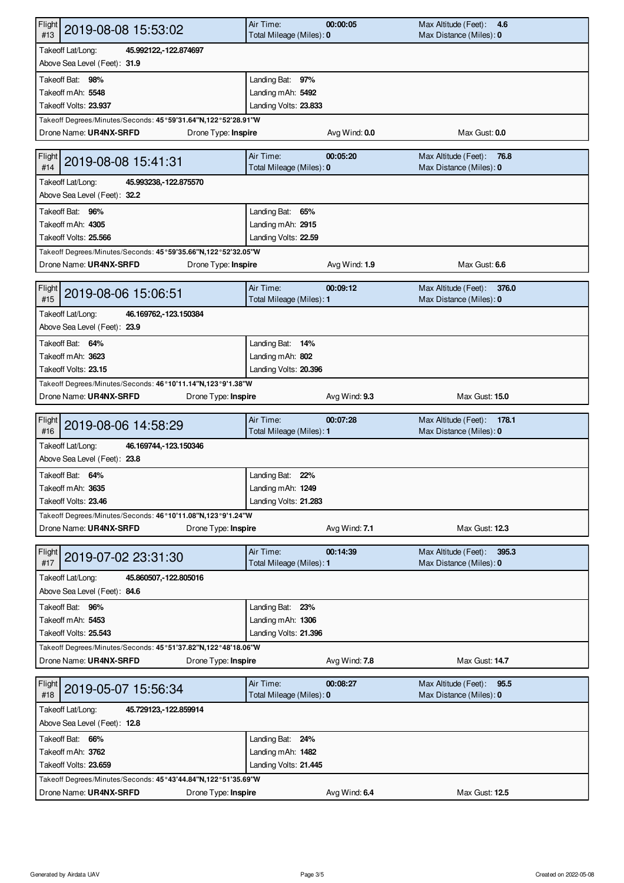## Flight #13 — 2019-08-08 15:53:02

| | | | |
|---|---|---|---|
| Air Time: | **00:00:05** | Max Altitude (Feet): | **4.6** |
| Total Mileage (Miles): | **0** | Max Distance (Miles): | **0** |

Takeoff Lat/Long: **45.992122,-122.874697**
Above Sea Level (Feet): **31.9**

| Takeoff | | Landing | |
|---|---|---|---|
| Takeoff Bat: | **98%** | Landing Bat: | **97%** |
| Takeoff mAh: | **5548** | Landing mAh: | **5492** |
| Takeoff Volts: | **23.937** | Landing Volts: | **23.833** |

Takeoff Degrees/Minutes/Seconds: **45°59'31.64"N,122°52'28.91"W**

Drone Name: **UR4NX-SRFD** | Drone Type: **Inspire** | Avg Wind: **0.0** | Max Gust: **0.0**

## Flight #14 — 2019-08-08 15:41:31

| | | | |
|---|---|---|---|
| Air Time: | **00:05:20** | Max Altitude (Feet): | **76.8** |
| Total Mileage (Miles): | **0** | Max Distance (Miles): | **0** |

Takeoff Lat/Long: **45.993238,-122.875570**
Above Sea Level (Feet): **32.2**

| Takeoff | | Landing | |
|---|---|---|---|
| Takeoff Bat: | **96%** | Landing Bat: | **65%** |
| Takeoff mAh: | **4305** | Landing mAh: | **2915** |
| Takeoff Volts: | **25.566** | Landing Volts: | **22.59** |

Takeoff Degrees/Minutes/Seconds: **45°59'35.66"N,122°52'32.05"W**

Drone Name: **UR4NX-SRFD** | Drone Type: **Inspire** | Avg Wind: **1.9** | Max Gust: **6.6**

## Flight #15 — 2019-08-06 15:06:51

| | | | |
|---|---|---|---|
| Air Time: | **00:09:12** | Max Altitude (Feet): | **376.0** |
| Total Mileage (Miles): | **1** | Max Distance (Miles): | **0** |

Takeoff Lat/Long: **46.169762,-123.150384**
Above Sea Level (Feet): **23.9**

| Takeoff | | Landing | |
|---|---|---|---|
| Takeoff Bat: | **64%** | Landing Bat: | **14%** |
| Takeoff mAh: | **3623** | Landing mAh: | **802** |
| Takeoff Volts: | **23.15** | Landing Volts: | **20.396** |

Takeoff Degrees/Minutes/Seconds: **46°10'11.14"N,123°9'1.38"W**

Drone Name: **UR4NX-SRFD** | Drone Type: **Inspire** | Avg Wind: **9.3** | Max Gust: **15.0**

## Flight #16 — 2019-08-06 14:58:29

| | | | |
|---|---|---|---|
| Air Time: | **00:07:28** | Max Altitude (Feet): | **178.1** |
| Total Mileage (Miles): | **1** | Max Distance (Miles): | **0** |

Takeoff Lat/Long: **46.169744,-123.150346**
Above Sea Level (Feet): **23.8**

| Takeoff | | Landing | |
|---|---|---|---|
| Takeoff Bat: | **64%** | Landing Bat: | **22%** |
| Takeoff mAh: | **3635** | Landing mAh: | **1249** |
| Takeoff Volts: | **23.46** | Landing Volts: | **21.283** |

Takeoff Degrees/Minutes/Seconds: **46°10'11.08"N,123°9'1.24"W**

Drone Name: **UR4NX-SRFD** | Drone Type: **Inspire** | Avg Wind: **7.1** | Max Gust: **12.3**

## Flight #17 — 2019-07-02 23:31:30

| | | | |
|---|---|---|---|
| Air Time: | **00:14:39** | Max Altitude (Feet): | **395.3** |
| Total Mileage (Miles): | **1** | Max Distance (Miles): | **0** |

Takeoff Lat/Long: **45.860507,-122.805016**
Above Sea Level (Feet): **84.6**

| Takeoff | | Landing | |
|---|---|---|---|
| Takeoff Bat: | **96%** | Landing Bat: | **23%** |
| Takeoff mAh: | **5453** | Landing mAh: | **1306** |
| Takeoff Volts: | **25.543** | Landing Volts: | **21.396** |

Takeoff Degrees/Minutes/Seconds: **45°51'37.82"N,122°48'18.06"W**

Drone Name: **UR4NX-SRFD** | Drone Type: **Inspire** | Avg Wind: **7.8** | Max Gust: **14.7**

## Flight #18 — 2019-05-07 15:56:34

| | | | |
|---|---|---|---|
| Air Time: | **00:08:27** | Max Altitude (Feet): | **95.5** |
| Total Mileage (Miles): | **0** | Max Distance (Miles): | **0** |

Takeoff Lat/Long: **45.729123,-122.859914**
Above Sea Level (Feet): **12.8**

| Takeoff | | Landing | |
|---|---|---|---|
| Takeoff Bat: | **66%** | Landing Bat: | **24%** |
| Takeoff mAh: | **3762** | Landing mAh: | **1482** |
| Takeoff Volts: | **23.659** | Landing Volts: | **21.445** |

Takeoff Degrees/Minutes/Seconds: **45°43'44.84"N,122°51'35.69"W**

Drone Name: **UR4NX-SRFD** | Drone Type: **Inspire** | Avg Wind: **6.4** | Max Gust: **12.5**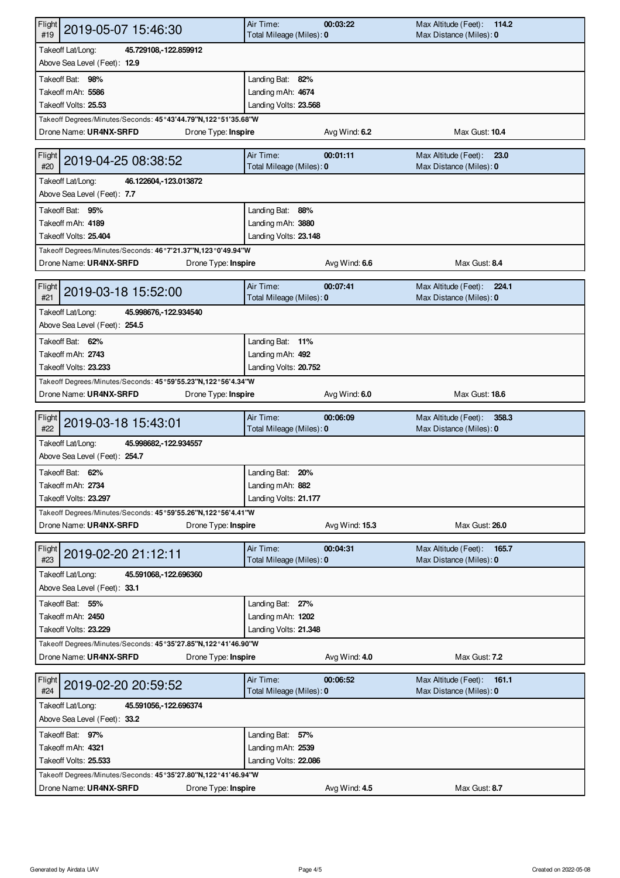| Flight #19 | 2019-05-07 15:46:30 | Air Time: 00:03:22<br>Total Mileage (Miles): 0 | Max Altitude (Feet): 114.2<br>Max Distance (Miles): 0 |
|---|---|---|---|
| Takeoff Lat/Long: 45.729108,-122.859912 | | | |
| Above Sea Level (Feet): 12.9 | | | |
| Takeoff Bat: 98% | | Landing Bat: 82% | |
| Takeoff mAh: 5586 | | Landing mAh: 4674 | |
| Takeoff Volts: 25.53 | | Landing Volts: 23.568 | |
| Takeoff Degrees/Minutes/Seconds: 45°43'44.79"N,122°51'35.68"W | | | |
| Drone Name: UR4NX-SRFD | Drone Type: Inspire | Avg Wind: 6.2 | Max Gust: 10.4 |

| Flight #20 | 2019-04-25 08:38:52 | Air Time: 00:01:11<br>Total Mileage (Miles): 0 | Max Altitude (Feet): 23.0<br>Max Distance (Miles): 0 |
|---|---|---|---|
| Takeoff Lat/Long: 46.122604,-123.013872 | | | |
| Above Sea Level (Feet): 7.7 | | | |
| Takeoff Bat: 95% | | Landing Bat: 88% | |
| Takeoff mAh: 4189 | | Landing mAh: 3880 | |
| Takeoff Volts: 25.404 | | Landing Volts: 23.148 | |
| Takeoff Degrees/Minutes/Seconds: 46°7'21.37"N,123°0'49.94"W | | | |
| Drone Name: UR4NX-SRFD | Drone Type: Inspire | Avg Wind: 6.6 | Max Gust: 8.4 |

| Flight #21 | 2019-03-18 15:52:00 | Air Time: 00:07:41<br>Total Mileage (Miles): 0 | Max Altitude (Feet): 224.1<br>Max Distance (Miles): 0 |
|---|---|---|---|
| Takeoff Lat/Long: 45.998676,-122.934540 | | | |
| Above Sea Level (Feet): 254.5 | | | |
| Takeoff Bat: 62% | | Landing Bat: 11% | |
| Takeoff mAh: 2743 | | Landing mAh: 492 | |
| Takeoff Volts: 23.233 | | Landing Volts: 20.752 | |
| Takeoff Degrees/Minutes/Seconds: 45°59'55.23"N,122°56'4.34"W | | | |
| Drone Name: UR4NX-SRFD | Drone Type: Inspire | Avg Wind: 6.0 | Max Gust: 18.6 |

| Flight #22 | 2019-03-18 15:43:01 | Air Time: 00:06:09<br>Total Mileage (Miles): 0 | Max Altitude (Feet): 358.3<br>Max Distance (Miles): 0 |
|---|---|---|---|
| Takeoff Lat/Long: 45.998682,-122.934557 | | | |
| Above Sea Level (Feet): 254.7 | | | |
| Takeoff Bat: 62% | | Landing Bat: 20% | |
| Takeoff mAh: 2734 | | Landing mAh: 882 | |
| Takeoff Volts: 23.297 | | Landing Volts: 21.177 | |
| Takeoff Degrees/Minutes/Seconds: 45°59'55.26"N,122°56'4.41"W | | | |
| Drone Name: UR4NX-SRFD | Drone Type: Inspire | Avg Wind: 15.3 | Max Gust: 26.0 |

| Flight #23 | 2019-02-20 21:12:11 | Air Time: 00:04:31<br>Total Mileage (Miles): 0 | Max Altitude (Feet): 165.7<br>Max Distance (Miles): 0 |
|---|---|---|---|
| Takeoff Lat/Long: 45.591068,-122.696360 | | | |
| Above Sea Level (Feet): 33.1 | | | |
| Takeoff Bat: 55% | | Landing Bat: 27% | |
| Takeoff mAh: 2450 | | Landing mAh: 1202 | |
| Takeoff Volts: 23.229 | | Landing Volts: 21.348 | |
| Takeoff Degrees/Minutes/Seconds: 45°35'27.85"N,122°41'46.90"W | | | |
| Drone Name: UR4NX-SRFD | Drone Type: Inspire | Avg Wind: 4.0 | Max Gust: 7.2 |

| Flight #24 | 2019-02-20 20:59:52 | Air Time: 00:06:52<br>Total Mileage (Miles): 0 | Max Altitude (Feet): 161.1<br>Max Distance (Miles): 0 |
|---|---|---|---|
| Takeoff Lat/Long: 45.591056,-122.696374 | | | |
| Above Sea Level (Feet): 33.2 | | | |
| Takeoff Bat: 97% | | Landing Bat: 57% | |
| Takeoff mAh: 4321 | | Landing mAh: 2539 | |
| Takeoff Volts: 25.533 | | Landing Volts: 22.086 | |
| Takeoff Degrees/Minutes/Seconds: 45°35'27.80"N,122°41'46.94"W | | | |
| Drone Name: UR4NX-SRFD | Drone Type: Inspire | Avg Wind: 4.5 | Max Gust: 8.7 |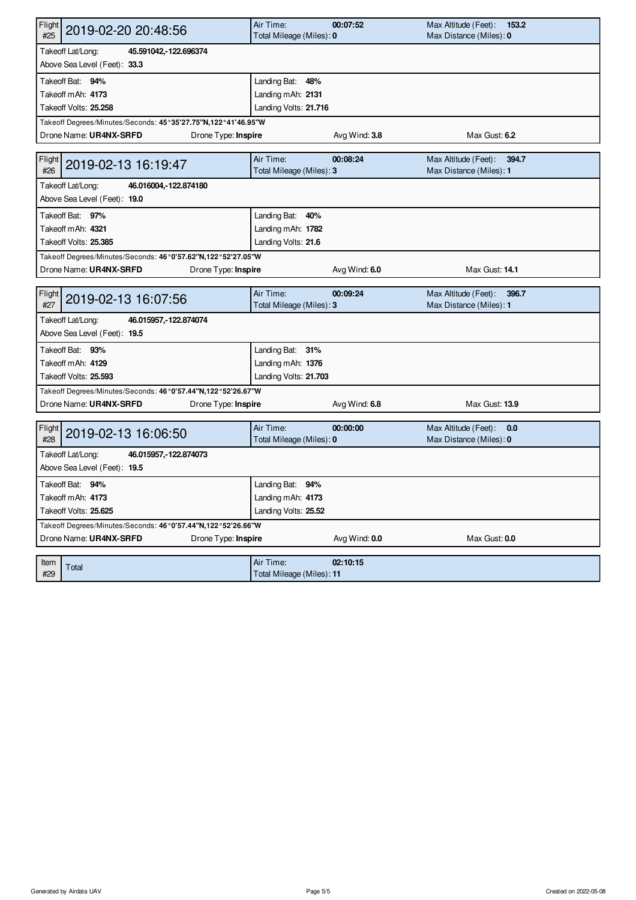| Flight #25 | 2019-02-20 20:48:56 | Air Time: **00:07:52** | Max Altitude (Feet): **153.2** |
| --- | --- | --- | --- |
| | | Total Mileage (Miles): **0** | Max Distance (Miles): **0** |
| Takeoff Lat/Long: **45.591042,-122.696374** | | | |
| Above Sea Level (Feet): **33.3** | | | |
| Takeoff Bat: **94%** | | Landing Bat: **48%** | |
| Takeoff mAh: **4173** | | Landing mAh: **2131** | |
| Takeoff Volts: **25.258** | | Landing Volts: **21.716** | |
| Takeoff Degrees/Minutes/Seconds: **45°35'27.75"N,122°41'46.95"W** | | | |
| Drone Name: **UR4NX-SRFD** | Drone Type: **Inspire** | Avg Wind: **3.8** | Max Gust: **6.2** |

| Flight #26 | 2019-02-13 16:19:47 | Air Time: **00:08:24** | Max Altitude (Feet): **394.7** |
| --- | --- | --- | --- |
| | | Total Mileage (Miles): **3** | Max Distance (Miles): **1** |
| Takeoff Lat/Long: **46.016004,-122.874180** | | | |
| Above Sea Level (Feet): **19.0** | | | |
| Takeoff Bat: **97%** | | Landing Bat: **40%** | |
| Takeoff mAh: **4321** | | Landing mAh: **1782** | |
| Takeoff Volts: **25.385** | | Landing Volts: **21.6** | |
| Takeoff Degrees/Minutes/Seconds: **46°0'57.62"N,122°52'27.05"W** | | | |
| Drone Name: **UR4NX-SRFD** | Drone Type: **Inspire** | Avg Wind: **6.0** | Max Gust: **14.1** |

| Flight #27 | 2019-02-13 16:07:56 | Air Time: **00:09:24** | Max Altitude (Feet): **396.7** |
| --- | --- | --- | --- |
| | | Total Mileage (Miles): **3** | Max Distance (Miles): **1** |
| Takeoff Lat/Long: **46.015957,-122.874074** | | | |
| Above Sea Level (Feet): **19.5** | | | |
| Takeoff Bat: **93%** | | Landing Bat: **31%** | |
| Takeoff mAh: **4129** | | Landing mAh: **1376** | |
| Takeoff Volts: **25.593** | | Landing Volts: **21.703** | |
| Takeoff Degrees/Minutes/Seconds: **46°0'57.44"N,122°52'26.67"W** | | | |
| Drone Name: **UR4NX-SRFD** | Drone Type: **Inspire** | Avg Wind: **6.8** | Max Gust: **13.9** |

| Flight #28 | 2019-02-13 16:06:50 | Air Time: **00:00:00** | Max Altitude (Feet): **0.0** |
| --- | --- | --- | --- |
| | | Total Mileage (Miles): **0** | Max Distance (Miles): **0** |
| Takeoff Lat/Long: **46.015957,-122.874073** | | | |
| Above Sea Level (Feet): **19.5** | | | |
| Takeoff Bat: **94%** | | Landing Bat: **94%** | |
| Takeoff mAh: **4173** | | Landing mAh: **4173** | |
| Takeoff Volts: **25.625** | | Landing Volts: **25.52** | |
| Takeoff Degrees/Minutes/Seconds: **46°0'57.44"N,122°52'26.66"W** | | | |
| Drone Name: **UR4NX-SRFD** | Drone Type: **Inspire** | Avg Wind: **0.0** | Max Gust: **0.0** |

| Item #29 | Total | Air Time: **02:10:15** |
| --- | --- | --- |
| | | Total Mileage (Miles): **11** |

Generated by Airdata UAV

Created on 2022-05-08